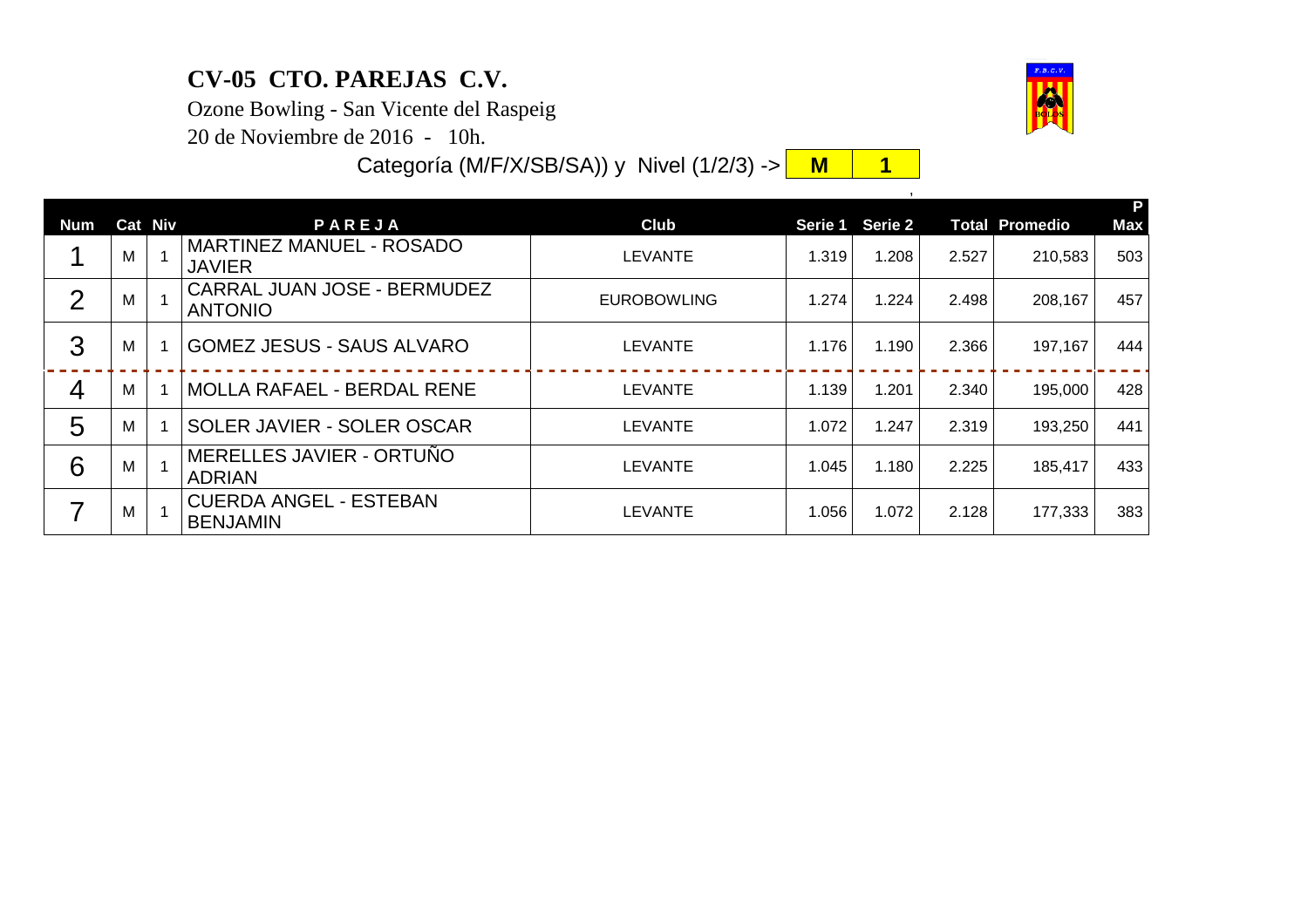# CV-05 CTO. PAREJAS C.V.

Ozone Bowling - San Vicente del Raspeig

20 de Noviembre de 2016 - 10h.

Categoría (M/F/X/SB/SA)) y Nivel (1/2/3) -> **M** **1**

| Num | Cat | Niv | P A R E J A | Club | Serie 1 | Serie 2 | Total | Promedio | P Max |
|---|---|---|---|---|---|---|---|---|---|
| 1 | M | 1 | MARTINEZ MANUEL - ROSADO JAVIER | LEVANTE | 1.319 | 1.208 | 2.527 | 210,583 | 503 |
| 2 | M | 1 | CARRAL JUAN JOSE - BERMUDEZ ANTONIO | EUROBOWLING | 1.274 | 1.224 | 2.498 | 208,167 | 457 |
| 3 | M | 1 | GOMEZ JESUS - SAUS ALVARO | LEVANTE | 1.176 | 1.190 | 2.366 | 197,167 | 444 |
| 4 | M | 1 | MOLLA RAFAEL - BERDAL RENE | LEVANTE | 1.139 | 1.201 | 2.340 | 195,000 | 428 |
| 5 | M | 1 | SOLER JAVIER - SOLER OSCAR | LEVANTE | 1.072 | 1.247 | 2.319 | 193,250 | 441 |
| 6 | M | 1 | MERELLES JAVIER - ORTUÑO ADRIAN | LEVANTE | 1.045 | 1.180 | 2.225 | 185,417 | 433 |
| 7 | M | 1 | CUERDA ANGEL - ESTEBAN BENJAMIN | LEVANTE | 1.056 | 1.072 | 2.128 | 177,333 | 383 |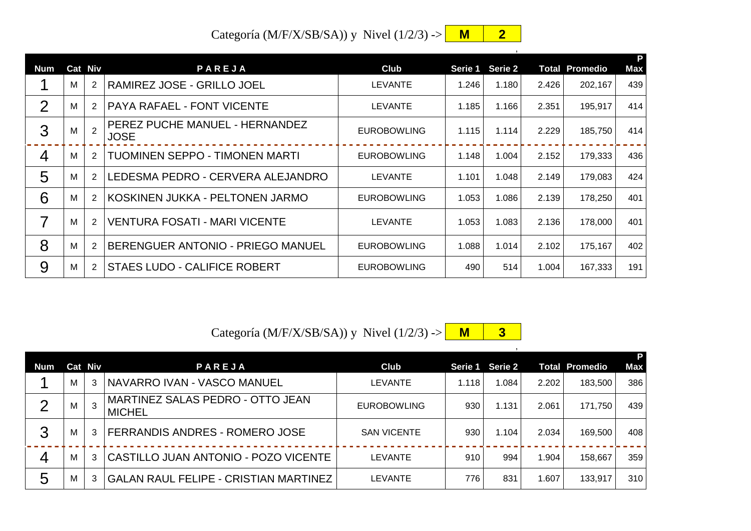Categoría (M/F/X/SB/SA)) y Nivel (1/2/3) -> **M** **2**

| Num | Cat | Niv | PAREJA | Club | Serie 1 | Serie 2 | Total | Promedio | P Max |
|---|---|---|---|---|---|---|---|---|---|
| 1 | M | 2 | RAMIREZ JOSE - GRILLO JOEL | LEVANTE | 1.246 | 1.180 | 2.426 | 202,167 | 439 |
| 2 | M | 2 | PAYA RAFAEL - FONT VICENTE | LEVANTE | 1.185 | 1.166 | 2.351 | 195,917 | 414 |
| 3 | M | 2 | PEREZ PUCHE MANUEL - HERNANDEZ JOSE | EUROBOWLING | 1.115 | 1.114 | 2.229 | 185,750 | 414 |
| 4 | M | 2 | TUOMINEN SEPPO - TIMONEN MARTI | EUROBOWLING | 1.148 | 1.004 | 2.152 | 179,333 | 436 |
| 5 | M | 2 | LEDESMA PEDRO - CERVERA ALEJANDRO | LEVANTE | 1.101 | 1.048 | 2.149 | 179,083 | 424 |
| 6 | M | 2 | KOSKINEN JUKKA - PELTONEN JARMO | EUROBOWLING | 1.053 | 1.086 | 2.139 | 178,250 | 401 |
| 7 | M | 2 | VENTURA FOSATI - MARI VICENTE | LEVANTE | 1.053 | 1.083 | 2.136 | 178,000 | 401 |
| 8 | M | 2 | BERENGUER ANTONIO - PRIEGO MANUEL | EUROBOWLING | 1.088 | 1.014 | 2.102 | 175,167 | 402 |
| 9 | M | 2 | STAES LUDO - CALIFICE ROBERT | EUROBOWLING | 490 | 514 | 1.004 | 167,333 | 191 |

Categoría (M/F/X/SB/SA)) y Nivel (1/2/3) -> **M** **3**

| Num | Cat | Niv | PAREJA | Club | Serie 1 | Serie 2 | Total | Promedio | P Max |
|---|---|---|---|---|---|---|---|---|---|
| 1 | M | 3 | NAVARRO IVAN - VASCO MANUEL | LEVANTE | 1.118 | 1.084 | 2.202 | 183,500 | 386 |
| 2 | M | 3 | MARTINEZ SALAS PEDRO - OTTO JEAN MICHEL | EUROBOWLING | 930 | 1.131 | 2.061 | 171,750 | 439 |
| 3 | M | 3 | FERRANDIS ANDRES - ROMERO JOSE | SAN VICENTE | 930 | 1.104 | 2.034 | 169,500 | 408 |
| 4 | M | 3 | CASTILLO JUAN ANTONIO - POZO VICENTE | LEVANTE | 910 | 994 | 1.904 | 158,667 | 359 |
| 5 | M | 3 | GALAN RAUL FELIPE - CRISTIAN MARTINEZ | LEVANTE | 776 | 831 | 1.607 | 133,917 | 310 |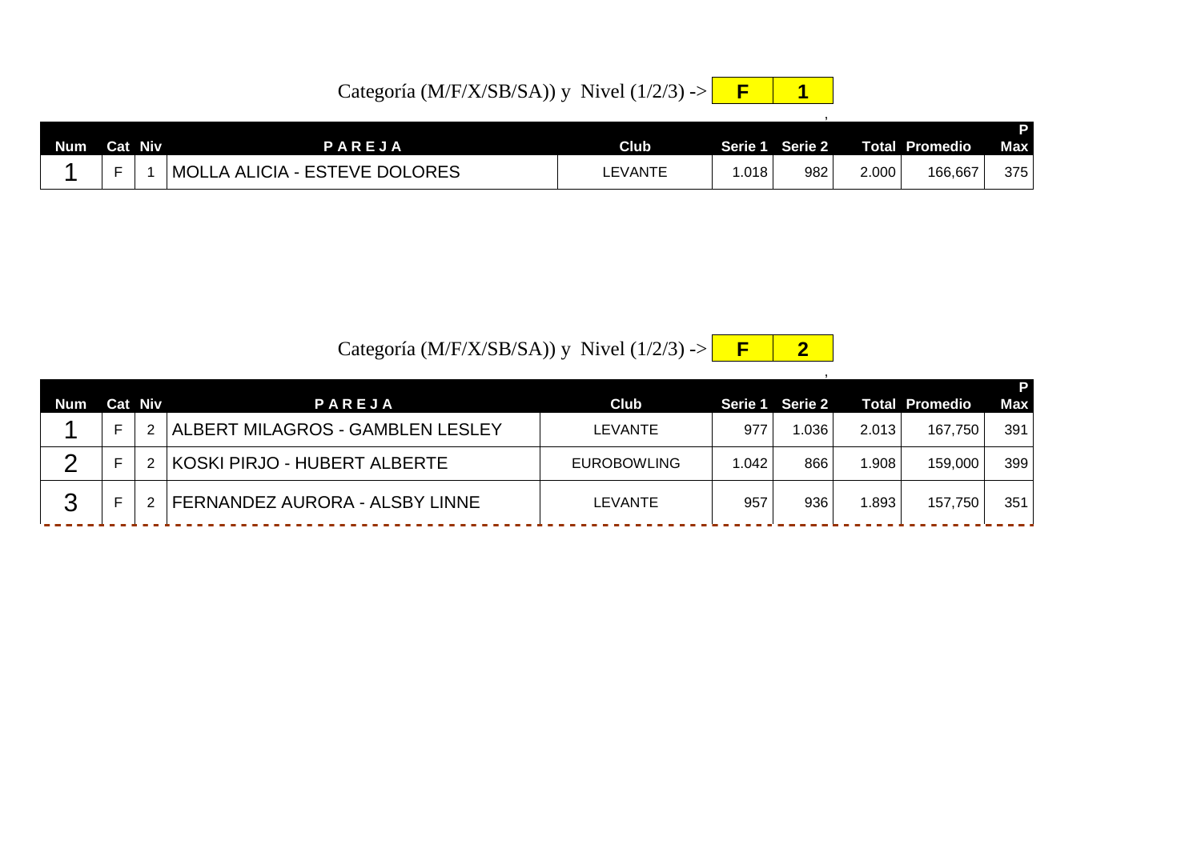Categoría (M/F/X/SB/SA)) y Nivel (1/2/3) -> **F** **1**

| Num | Cat | Niv | P A R E J A | Club | Serie 1 | Serie 2 | Total | Promedio | P Max |
|---|---|---|---|---|---|---|---|---|---|
| 1 | F | 1 | MOLLA ALICIA - ESTEVE DOLORES | LEVANTE | 1.018 | 982 | 2.000 | 166,667 | 375 |

Categoría (M/F/X/SB/SA)) y Nivel (1/2/3) -> **F** **2**

| Num | Cat | Niv | P A R E J A | Club | Serie 1 | Serie 2 | Total | Promedio | P Max |
|---|---|---|---|---|---|---|---|---|---|
| 1 | F | 2 | ALBERT MILAGROS - GAMBLEN LESLEY | LEVANTE | 977 | 1.036 | 2.013 | 167,750 | 391 |
| 2 | F | 2 | KOSKI PIRJO - HUBERT ALBERTE | EUROBOWLING | 1.042 | 866 | 1.908 | 159,000 | 399 |
| 3 | F | 2 | FERNANDEZ AURORA - ALSBY LINNE | LEVANTE | 957 | 936 | 1.893 | 157,750 | 351 |